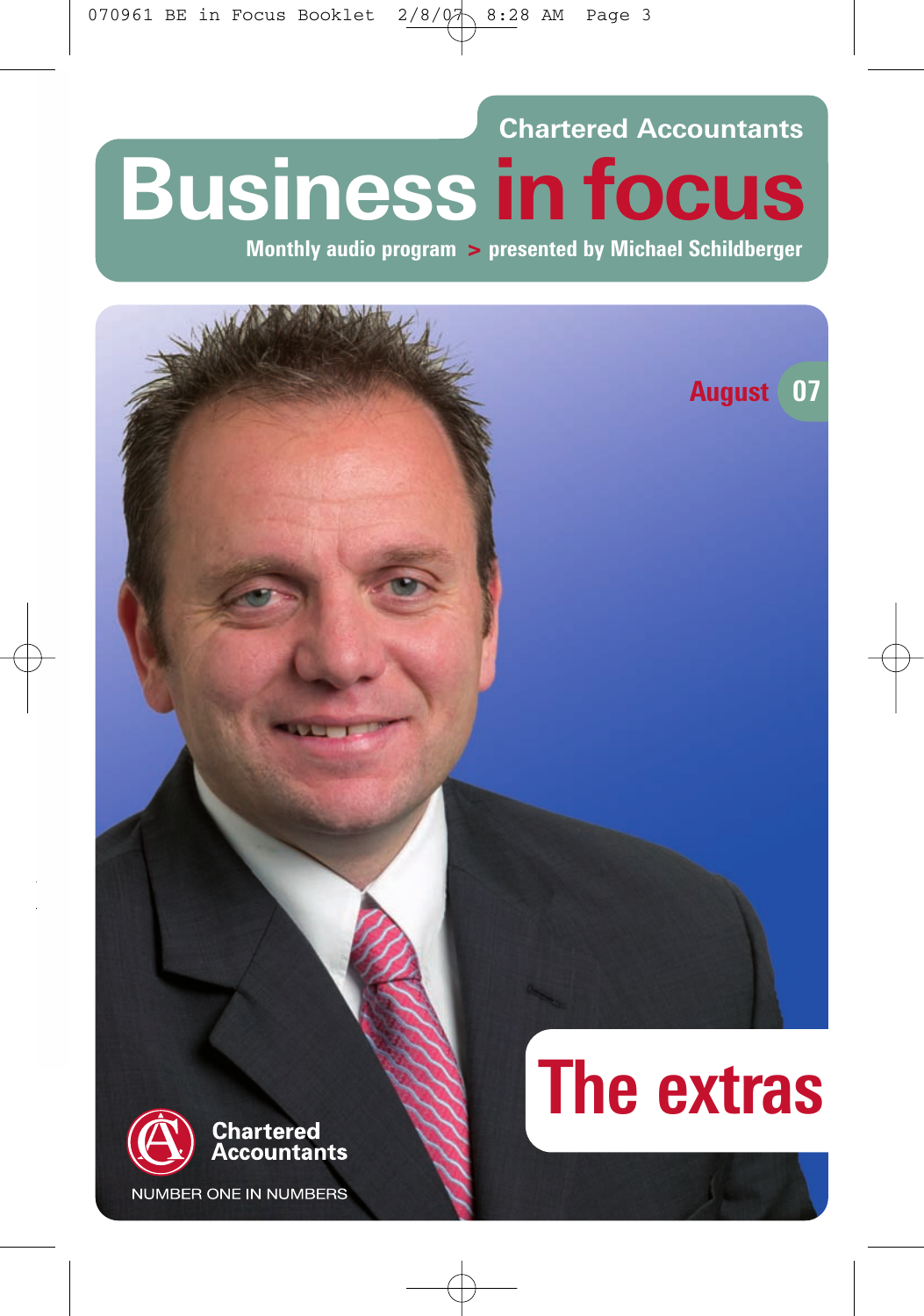Chartered Accountants

# Business in focus

**Monthly audio program > presented by Michael Schildberger**

August 07

# The extras

Chartered Accountants

NUMBER ONE IN NUMBERS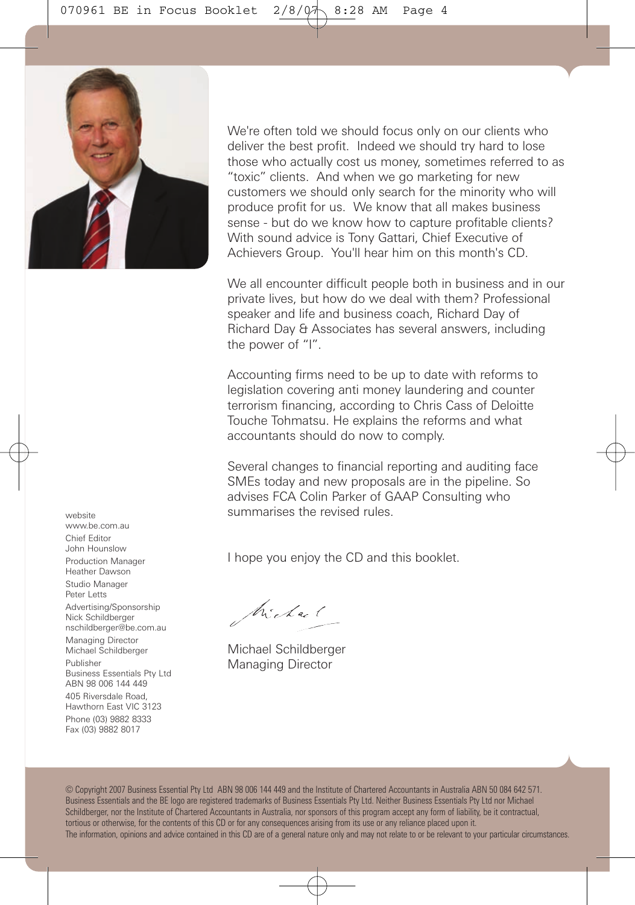We're often told we should focus only on our clients who deliver the best profit. Indeed we should try hard to lose those who actually cost us money, sometimes referred to as "toxic" clients. And when we go marketing for new customers we should only search for the minority who will produce profit for us. We know that all makes business sense - but do we know how to capture profitable clients? With sound advice is Tony Gattari, Chief Executive of Achievers Group. You'll hear him on this month's CD.

We all encounter difficult people both in business and in our private lives, but how do we deal with them? Professional speaker and life and business coach, Richard Day of Richard Day & Associates has several answers, including the power of "I".

Accounting firms need to be up to date with reforms to legislation covering anti money laundering and counter terrorism financing, according to Chris Cass of Deloitte Touche Tohmatsu. He explains the reforms and what accountants should do now to comply.

Several changes to financial reporting and auditing face SMEs today and new proposals are in the pipeline. So advises FCA Colin Parker of GAAP Consulting who summarises the revised rules.

I hope you enjoy the CD and this booklet.

Michael Schildberger
Managing Director

website
www.be.com.au

Chief Editor
John Hounslow

Production Manager
Heather Dawson

Studio Manager
Peter Letts

Advertising/Sponsorship
Nick Schildberger
nschildberger@be.com.au

Managing Director
Michael Schildberger

Publisher
Business Essentials Pty Ltd
ABN 98 006 144 449

405 Riversdale Road,
Hawthorn East VIC 3123

Phone (03) 9882 8333
Fax (03) 9882 8017

© Copyright 2007 Business Essential Pty Ltd ABN 98 006 144 449 and the Institute of Chartered Accountants in Australia ABN 50 084 642 571. Business Essentials and the BE logo are registered trademarks of Business Essentials Pty Ltd. Neither Business Essentials Pty Ltd nor Michael Schildberger, nor the Institute of Chartered Accountants in Australia, nor sponsors of this program accept any form of liability, be it contractual, tortious or otherwise, for the contents of this CD or for any consequences arising from its use or any reliance placed upon it.
The information, opinions and advice contained in this CD are of a general nature only and may not relate to or be relevant to your particular circumstances.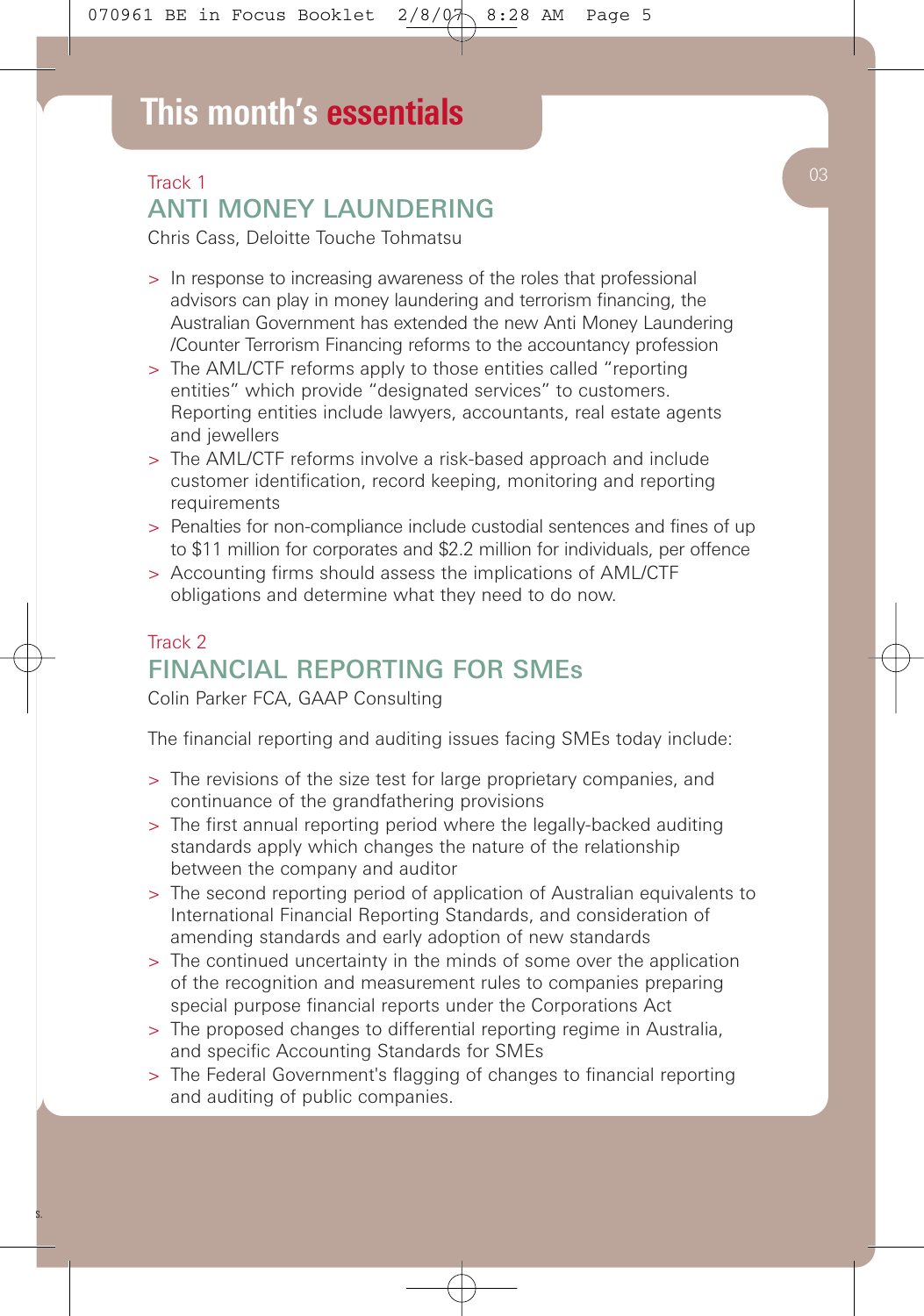# This month's essentials

Track 1

## ANTI MONEY LAUNDERING

Chris Cass, Deloitte Touche Tohmatsu

- In response to increasing awareness of the roles that professional advisors can play in money laundering and terrorism financing, the Australian Government has extended the new Anti Money Laundering /Counter Terrorism Financing reforms to the accountancy profession
- The AML/CTF reforms apply to those entities called "reporting entities" which provide "designated services" to customers. Reporting entities include lawyers, accountants, real estate agents and jewellers
- The AML/CTF reforms involve a risk-based approach and include customer identification, record keeping, monitoring and reporting requirements
- Penalties for non-compliance include custodial sentences and fines of up to $11 million for corporates and $2.2 million for individuals, per offence
- Accounting firms should assess the implications of AML/CTF obligations and determine what they need to do now.

Track 2

## FINANCIAL REPORTING FOR SMEs

Colin Parker FCA, GAAP Consulting

The financial reporting and auditing issues facing SMEs today include:

- The revisions of the size test for large proprietary companies, and continuance of the grandfathering provisions
- The first annual reporting period where the legally-backed auditing standards apply which changes the nature of the relationship between the company and auditor
- The second reporting period of application of Australian equivalents to International Financial Reporting Standards, and consideration of amending standards and early adoption of new standards
- The continued uncertainty in the minds of some over the application of the recognition and measurement rules to companies preparing special purpose financial reports under the Corporations Act
- The proposed changes to differential reporting regime in Australia, and specific Accounting Standards for SMEs
- The Federal Government's flagging of changes to financial reporting and auditing of public companies.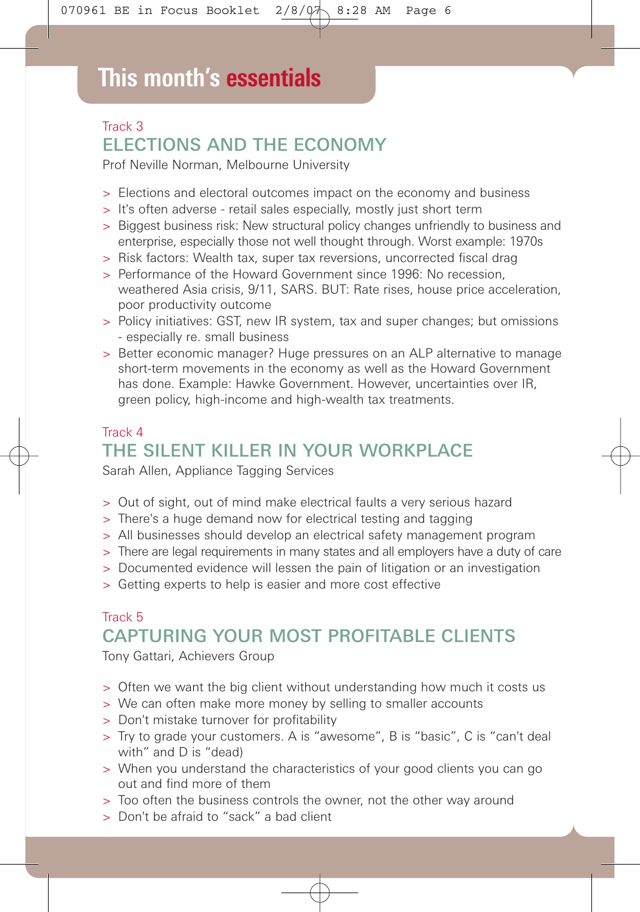# This month's essentials

Track 3

## ELECTIONS AND THE ECONOMY

Prof Neville Norman, Melbourne University

- Elections and electoral outcomes impact on the economy and business
- It's often adverse - retail sales especially, mostly just short term
- Biggest business risk: New structural policy changes unfriendly to business and enterprise, especially those not well thought through. Worst example: 1970s
- Risk factors: Wealth tax, super tax reversions, uncorrected fiscal drag
- Performance of the Howard Government since 1996: No recession, weathered Asia crisis, 9/11, SARS. BUT: Rate rises, house price acceleration, poor productivity outcome
- Policy initiatives: GST, new IR system, tax and super changes; but omissions - especially re. small business
- Better economic manager? Huge pressures on an ALP alternative to manage short-term movements in the economy as well as the Howard Government has done. Example: Hawke Government. However, uncertainties over IR, green policy, high-income and high-wealth tax treatments.

Track 4

## THE SILENT KILLER IN YOUR WORKPLACE

Sarah Allen, Appliance Tagging Services

- Out of sight, out of mind make electrical faults a very serious hazard
- There's a huge demand now for electrical testing and tagging
- All businesses should develop an electrical safety management program
- There are legal requirements in many states and all employers have a duty of care
- Documented evidence will lessen the pain of litigation or an investigation
- Getting experts to help is easier and more cost effective

Track 5

## CAPTURING YOUR MOST PROFITABLE CLIENTS

Tony Gattari, Achievers Group

- Often we want the big client without understanding how much it costs us
- We can often make more money by selling to smaller accounts
- Don't mistake turnover for profitability
- Try to grade your customers. A is "awesome", B is "basic", C is "can't deal with" and D is "dead)
- When you understand the characteristics of your good clients you can go out and find more of them
- Too often the business controls the owner, not the other way around
- Don't be afraid to "sack" a bad client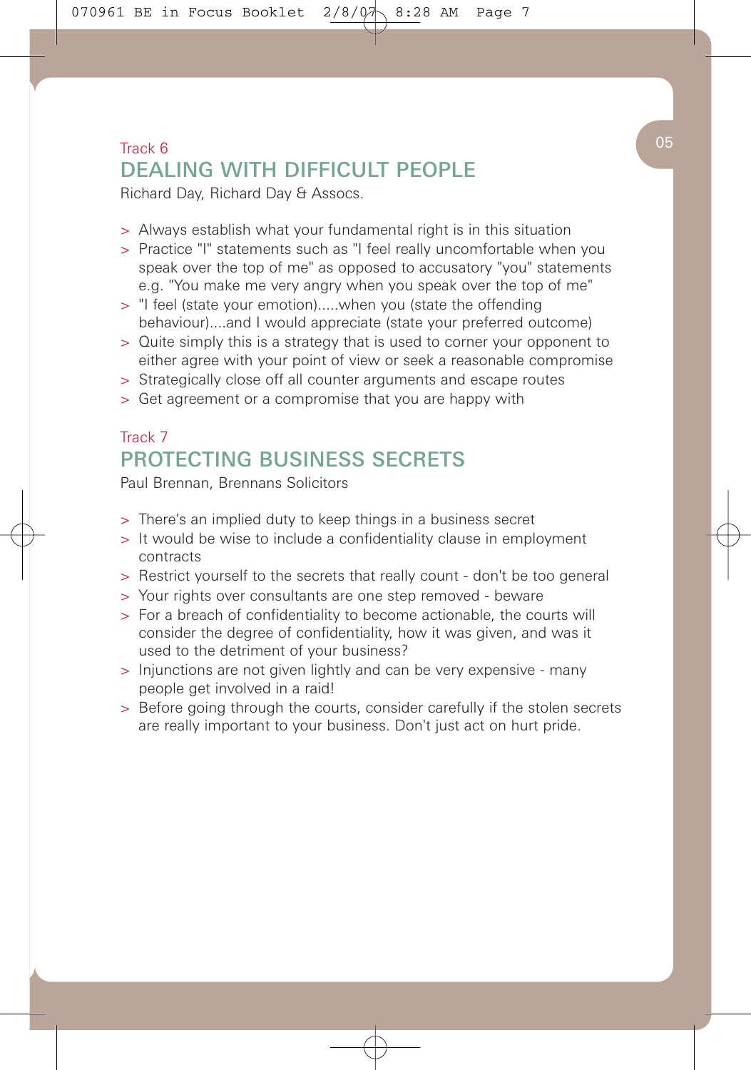Track 6

## DEALING WITH DIFFICULT PEOPLE

Richard Day, Richard Day & Assocs.

- Always establish what your fundamental right is in this situation
- Practice "I" statements such as "I feel really uncomfortable when you speak over the top of me" as opposed to accusatory "you" statements e.g. "You make me very angry when you speak over the top of me"
- "I feel (state your emotion).....when you (state the offending behaviour)....and I would appreciate (state your preferred outcome)
- Quite simply this is a strategy that is used to corner your opponent to either agree with your point of view or seek a reasonable compromise
- Strategically close off all counter arguments and escape routes
- Get agreement or a compromise that you are happy with

Track 7

## PROTECTING BUSINESS SECRETS

Paul Brennan, Brennans Solicitors

- There's an implied duty to keep things in a business secret
- It would be wise to include a confidentiality clause in employment contracts
- Restrict yourself to the secrets that really count - don't be too general
- Your rights over consultants are one step removed - beware
- For a breach of confidentiality to become actionable, the courts will consider the degree of confidentiality, how it was given, and was it used to the detriment of your business?
- Injunctions are not given lightly and can be very expensive - many people get involved in a raid!
- Before going through the courts, consider carefully if the stolen secrets are really important to your business. Don't just act on hurt pride.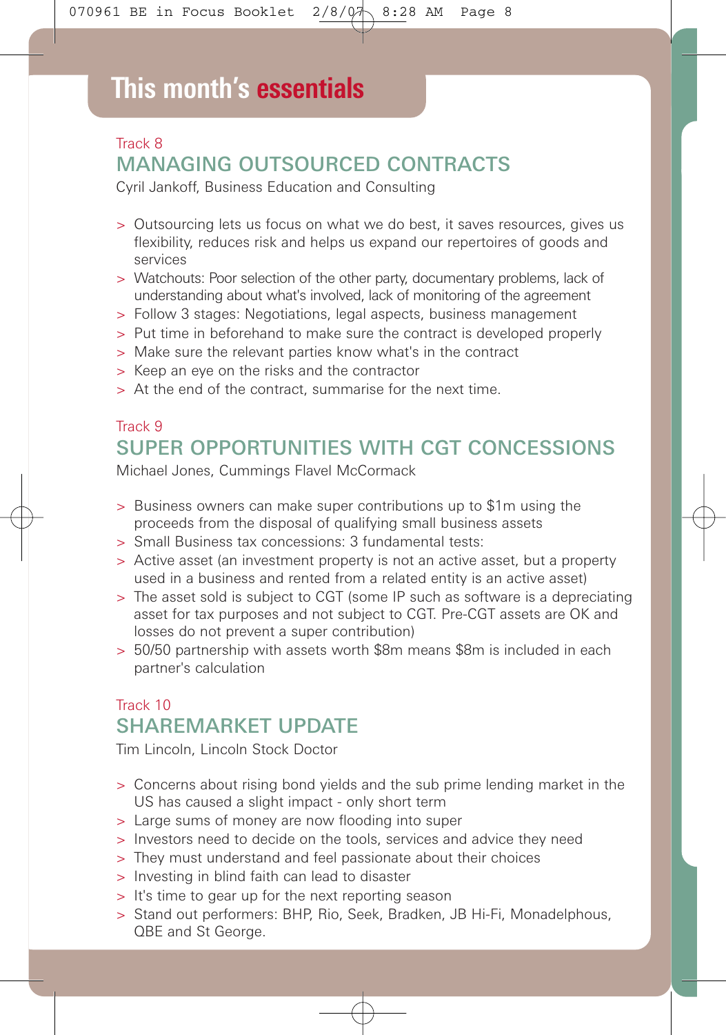# This month's essentials

Track 8

## MANAGING OUTSOURCED CONTRACTS

Cyril Jankoff, Business Education and Consulting

- Outsourcing lets us focus on what we do best, it saves resources, gives us flexibility, reduces risk and helps us expand our repertoires of goods and services
- Watchouts: Poor selection of the other party, documentary problems, lack of understanding about what's involved, lack of monitoring of the agreement
- Follow 3 stages: Negotiations, legal aspects, business management
- Put time in beforehand to make sure the contract is developed properly
- Make sure the relevant parties know what's in the contract
- Keep an eye on the risks and the contractor
- At the end of the contract, summarise for the next time.

Track 9

## SUPER OPPORTUNITIES WITH CGT CONCESSIONS

Michael Jones, Cummings Flavel McCormack

- Business owners can make super contributions up to $1m using the proceeds from the disposal of qualifying small business assets
- Small Business tax concessions: 3 fundamental tests:
- Active asset (an investment property is not an active asset, but a property used in a business and rented from a related entity is an active asset)
- The asset sold is subject to CGT (some IP such as software is a depreciating asset for tax purposes and not subject to CGT. Pre-CGT assets are OK and losses do not prevent a super contribution)
- 50/50 partnership with assets worth $8m means $8m is included in each partner's calculation

Track 10

## SHAREMARKET UPDATE

Tim Lincoln, Lincoln Stock Doctor

- Concerns about rising bond yields and the sub prime lending market in the US has caused a slight impact - only short term
- Large sums of money are now flooding into super
- Investors need to decide on the tools, services and advice they need
- They must understand and feel passionate about their choices
- Investing in blind faith can lead to disaster
- It's time to gear up for the next reporting season
- Stand out performers: BHP, Rio, Seek, Bradken, JB Hi-Fi, Monadelphous, QBE and St George.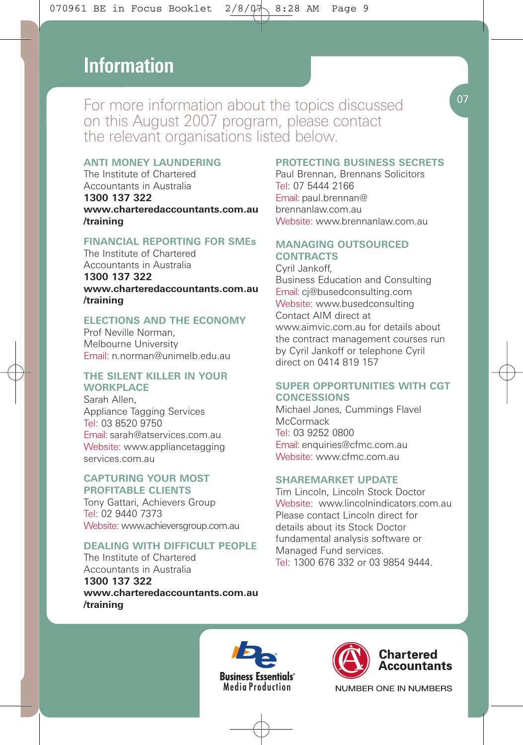# Information

For more information about the topics discussed on this August 2007 program, please contact the relevant organisations listed below.

### ANTI MONEY LAUNDERING

The Institute of Chartered Accountants in Australia
**1300 137 322**
**www.charteredaccountants.com.au/training**

### FINANCIAL REPORTING FOR SMEs

The Institute of Chartered Accountants in Australia
**1300 137 322**
**www.charteredaccountants.com.au/training**

### ELECTIONS AND THE ECONOMY

Prof Neville Norman,
Melbourne University
Email: n.norman@unimelb.edu.au

### THE SILENT KILLER IN YOUR WORKPLACE

Sarah Allen,
Appliance Tagging Services
Tel: 03 8520 9750
Email: sarah@atservices.com.au
Website: www.appliancetaggingservices.com.au

### CAPTURING YOUR MOST PROFITABLE CLIENTS

Tony Gattari, Achievers Group
Tel: 02 9440 7373
Website: www.achieversgroup.com.au

### DEALING WITH DIFFICULT PEOPLE

The Institute of Chartered Accountants in Australia
**1300 137 322**
**www.charteredaccountants.com.au/training**

### PROTECTING BUSINESS SECRETS

Paul Brennan, Brennans Solicitors
Tel: 07 5444 2166
Email: paul.brennan@brennanlaw.com.au
Website: www.brennanlaw.com.au

### MANAGING OUTSOURCED CONTRACTS

Cyril Jankoff,
Business Education and Consulting
Email: cj@busedconsulting.com
Website: www.busedconsulting
Contact AIM direct at www.aimvic.com.au for details about the contract management courses run by Cyril Jankoff or telephone Cyril direct on 0414 819 157

### SUPER OPPORTUNITIES WITH CGT CONCESSIONS

Michael Jones, Cummings Flavel McCormack
Tel: 03 9252 0800
Email: enquiries@cfmc.com.au
Website: www.cfmc.com.au

### SHAREMARKET UPDATE

Tim Lincoln, Lincoln Stock Doctor
Website: www.lincolnindicators.com.au
Please contact Lincoln direct for details about its Stock Doctor fundamental analysis software or Managed Fund services.
Tel: 1300 676 332 or 03 9854 9444.

Business Essentials® Media Production

Chartered Accountants
NUMBER ONE IN NUMBERS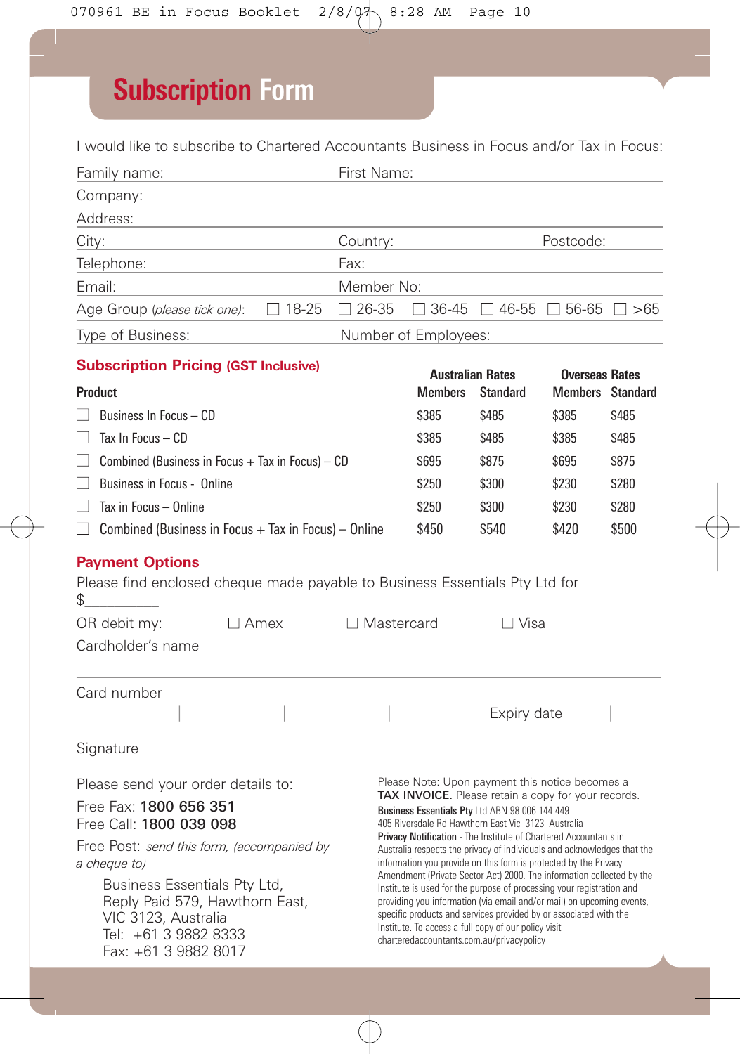# Subscription Form

I would like to subscribe to Chartered Accountants Business in Focus and/or Tax in Focus:

Family name: First Name:

Company:

Address:

City: Country: Postcode:

Telephone: Fax:

Email: Member No:

Age Group (*please tick one*): ☐ 18-25 ☐ 26-35 ☐ 36-45 ☐ 46-55 ☐ 56-65 ☐ >65

Type of Business: Number of Employees:

## Subscription Pricing (GST Inclusive)

| Product | Australian Rates | | Overseas Rates | |
|---|---|---|---|---|
| | Members | Standard | Members | Standard |
| ☐ Business In Focus – CD | $385 | $485 | $385 | $485 |
| ☐ Tax In Focus – CD | $385 | $485 | $385 | $485 |
| ☐ Combined (Business in Focus + Tax in Focus) – CD | $695 | $875 | $695 | $875 |
| ☐ Business in Focus - Online | $250 | $300 | $230 | $280 |
| ☐ Tax in Focus – Online | $250 | $300 | $230 | $280 |
| ☐ Combined (Business in Focus + Tax in Focus) – Online | $450 | $540 | $420 | $500 |

## Payment Options

Please find enclosed cheque made payable to Business Essentials Pty Ltd for $__________

OR debit my: ☐ Amex ☐ Mastercard ☐ Visa

Cardholder's name

Card number

Expiry date

Signature

Please send your order details to:

Free Fax: **1800 656 351**
Free Call: **1800 039 098**

Free Post: *send this form, (accompanied by a cheque to)*

Business Essentials Pty Ltd,
Reply Paid 579, Hawthorn East,
VIC 3123, Australia
Tel: +61 3 9882 8333
Fax: +61 3 9882 8017

Please Note: Upon payment this notice becomes a **TAX INVOICE.** Please retain a copy for your records.

**Business Essentials Pty** Ltd ABN 98 006 144 449
405 Riversdale Rd Hawthorn East Vic 3123 Australia

**Privacy Notification** - The Institute of Chartered Accountants in Australia respects the privacy of individuals and acknowledges that the information you provide on this form is protected by the Privacy Amendment (Private Sector Act) 2000. The information collected by the Institute is used for the purpose of processing your registration and providing you information (via email and/or mail) on upcoming events, specific products and services provided by or associated with the Institute. To access a full copy of our policy visit charteredaccountants.com.au/privacypolicy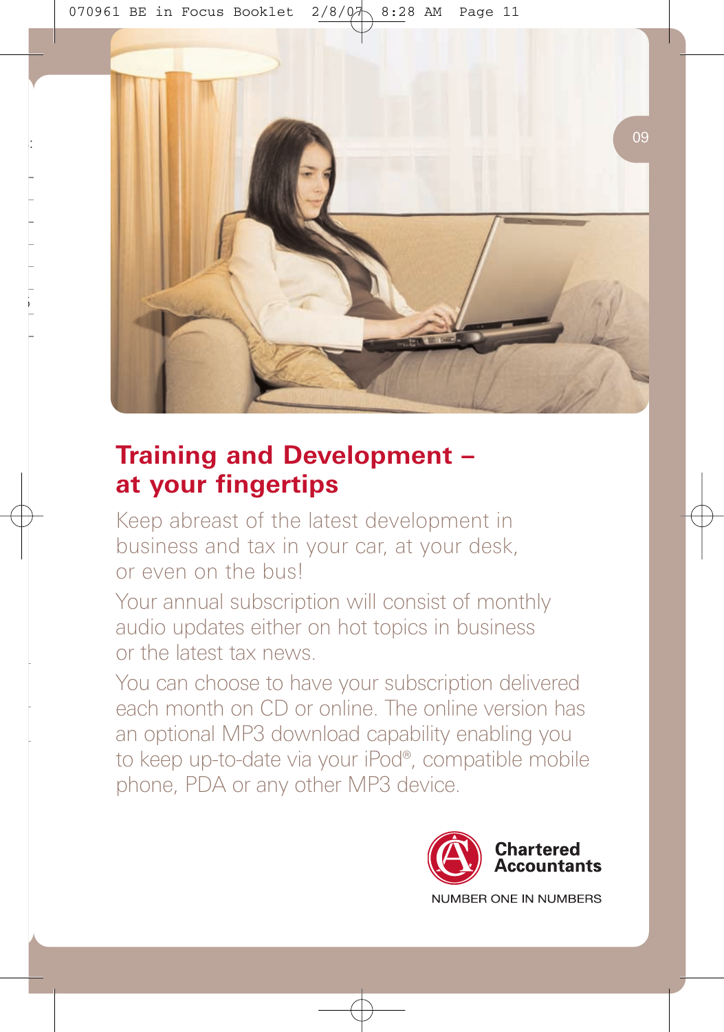## Training and Development – at your fingertips

Keep abreast of the latest development in business and tax in your car, at your desk, or even on the bus!

Your annual subscription will consist of monthly audio updates either on hot topics in business or the latest tax news.

You can choose to have your subscription delivered each month on CD or online. The online version has an optional MP3 download capability enabling you to keep up-to-date via your iPod®, compatible mobile phone, PDA or any other MP3 device.

**Chartered Accountants**

NUMBER ONE IN NUMBERS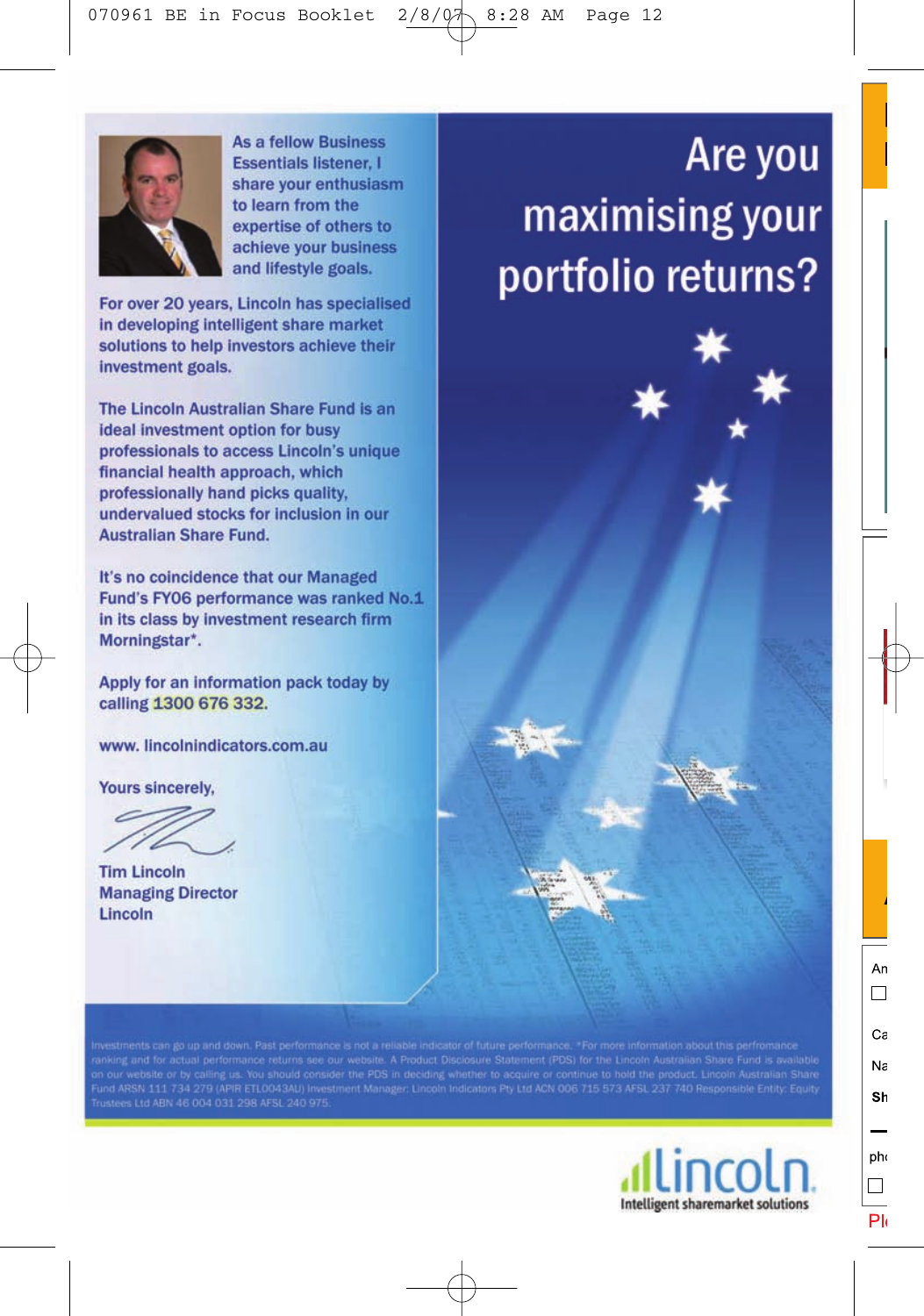As a fellow Business Essentials listener, I share your enthusiasm to learn from the expertise of others to achieve your business and lifestyle goals.

For over 20 years, Lincoln has specialised in developing intelligent share market solutions to help investors achieve their investment goals.

The Lincoln Australian Share Fund is an ideal investment option for busy professionals to access Lincoln's unique financial health approach, which professionally hand picks quality, undervalued stocks for inclusion in our Australian Share Fund.

It's no coincidence that our Managed Fund's FY06 performance was ranked No.1 in its class by investment research firm Morningstar*.

Apply for an information pack today by calling **1300 676 332**.

www. lincolnindicators.com.au

Yours sincerely,

Tim Lincoln
Managing Director
Lincoln

# Are you maximising your portfolio returns?

Investments can go up and down. Past performance is not a reliable indicator of future performance. *For more information about this perfromance ranking and for actual performance returns see our website. A Product Disclosure Statement (PDS) for the Lincoln Australian Share Fund is available on our website or by calling us. You should consider the PDS in deciding whether to acquire or continue to hold the product. Lincoln Australian Share Fund ARSN 111 734 279 (APIR ETL0043AU) Investment Manager: Lincoln Indicators Pty Ltd ACN 006 715 573 AFSL 237 740 Responsible Entity: Equity Trustees Ltd ABN 46 004 031 298 AFSL 240 975.

lincoln
Intelligent sharemarket solutions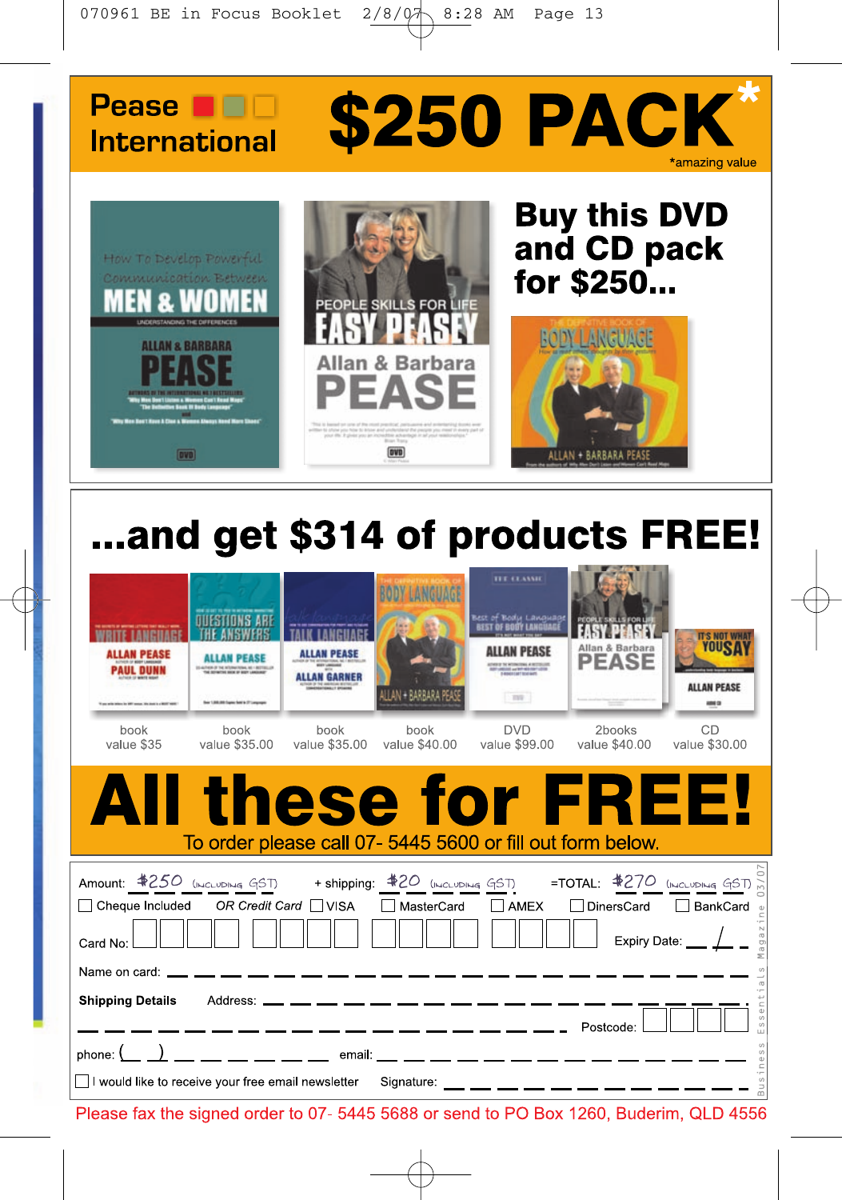# Pease International — $250 PACK*

*amazing value

## Buy this DVD and CD pack for $250...

## ...and get $314 of products FREE!

| Item | Value |
|---|---|
| book | value $35 |
| book | value $35.00 |
| book | value $35.00 |
| book | value $40.00 |
| DVD | value $99.00 |
| 2books | value $40.00 |
| CD | value $30.00 |

# All these for FREE!

To order please call 07- 5445 5600 or fill out form below.

Amount: $250 (including GST) + shipping: $20 (including GST) =TOTAL: $270 (including GST)

☐ Cheque Included *OR Credit Card* ☐ VISA ☐ MasterCard ☐ AMEX ☐ DinersCard ☐ BankCard

Card No: ☐☐☐☐ ☐☐☐☐ ☐☐☐☐ ☐☐☐☐ Expiry Date: __ / __

Name on card: ____________________

**Shipping Details** Address: ____________________

____________________ Postcode: ☐☐☐☐

phone: (__) ________ email: ____________________

☐ I would like to receive your free email newsletter Signature: ____________________

Please fax the signed order to 07- 5445 5688 or send to PO Box 1260, Buderim, QLD 4556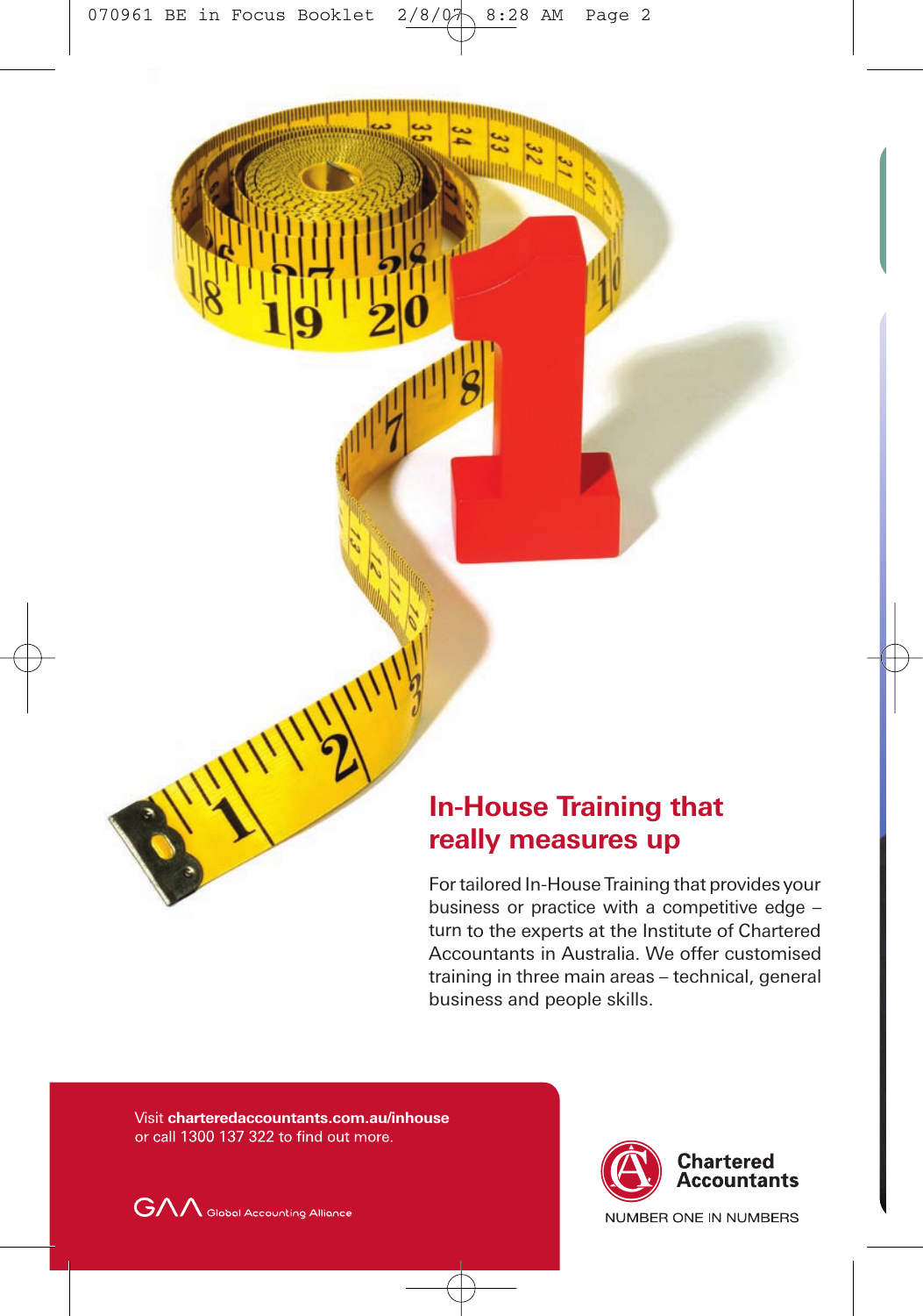## In-House Training that really measures up

For tailored In-House Training that provides your business or practice with a competitive edge – turn to the experts at the Institute of Chartered Accountants in Australia. We offer customised training in three main areas – technical, general business and people skills.

Visit **charteredaccountants.com.au/inhouse** or call 1300 137 322 to find out more.

GAA Global Accounting Alliance

Chartered Accountants

NUMBER ONE IN NUMBERS